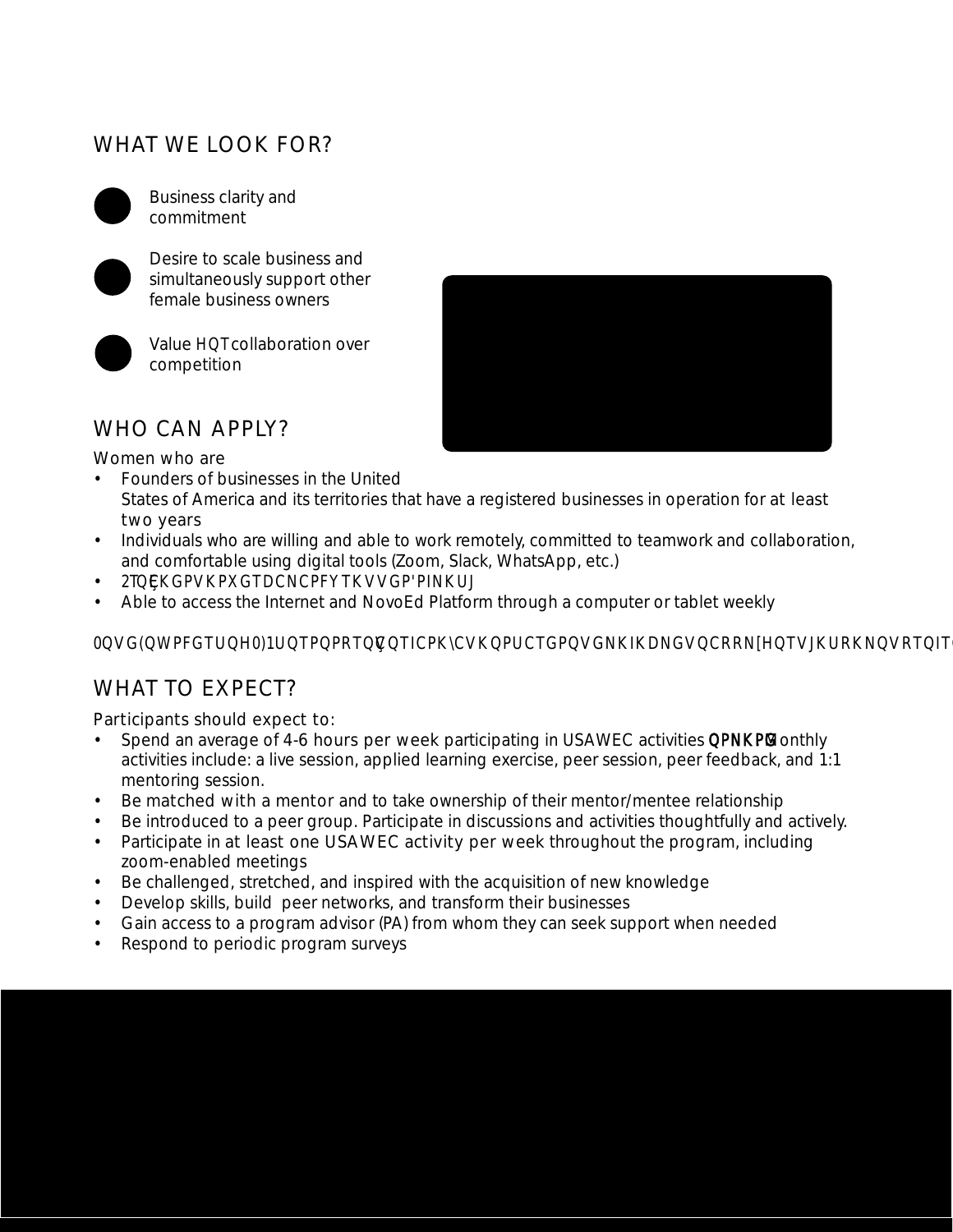## WHAT WE LOOK FOR?

- Business clarity and commitment
- Desire to scale business and simultaneously support other female business owners
- Value for collaboration over competition

## WHO CAN APPLY?

Women who are

- Founders of businesses in the United States of America and its territories that have a registered businesses in operation for at least two years
- Individuals who are willing and able to work remotely, committed to teamwork and collaboration, and comfortable using digital tools (Zoom, Slack, WhatsApp, etc.)
- Proficient in verbal and written English
- Able to access the Internet and NovoEd Platform through a computer or tablet weekly

Note: Founders of NGOs or nonprofit organizations are not eligible to apply for this pilot program

## WHAT TO EXPECT?

Participants should expect to:

- Spend an average of 4-6 hours per week participating in USAWEC activities online. Monthly activities include: a live session, applied learning exercise, peer session, peer feedback, and 1:1 mentoring session.
- Be matched with a mentor and to take ownership of their mentor/mentee relationship
- Be introduced to a peer group. Participate in discussions and activities thoughtfully and actively.
- Participate in at least one USAWEC activity per week throughout the program, including zoom-enabled meetings
- Be challenged, stretched, and inspired with the acquisition of new knowledge
- Develop skills, build peer networks, and transform their businesses
- Gain access to a program advisor (PA) from whom they can seek support when needed
- Respond to periodic program surveys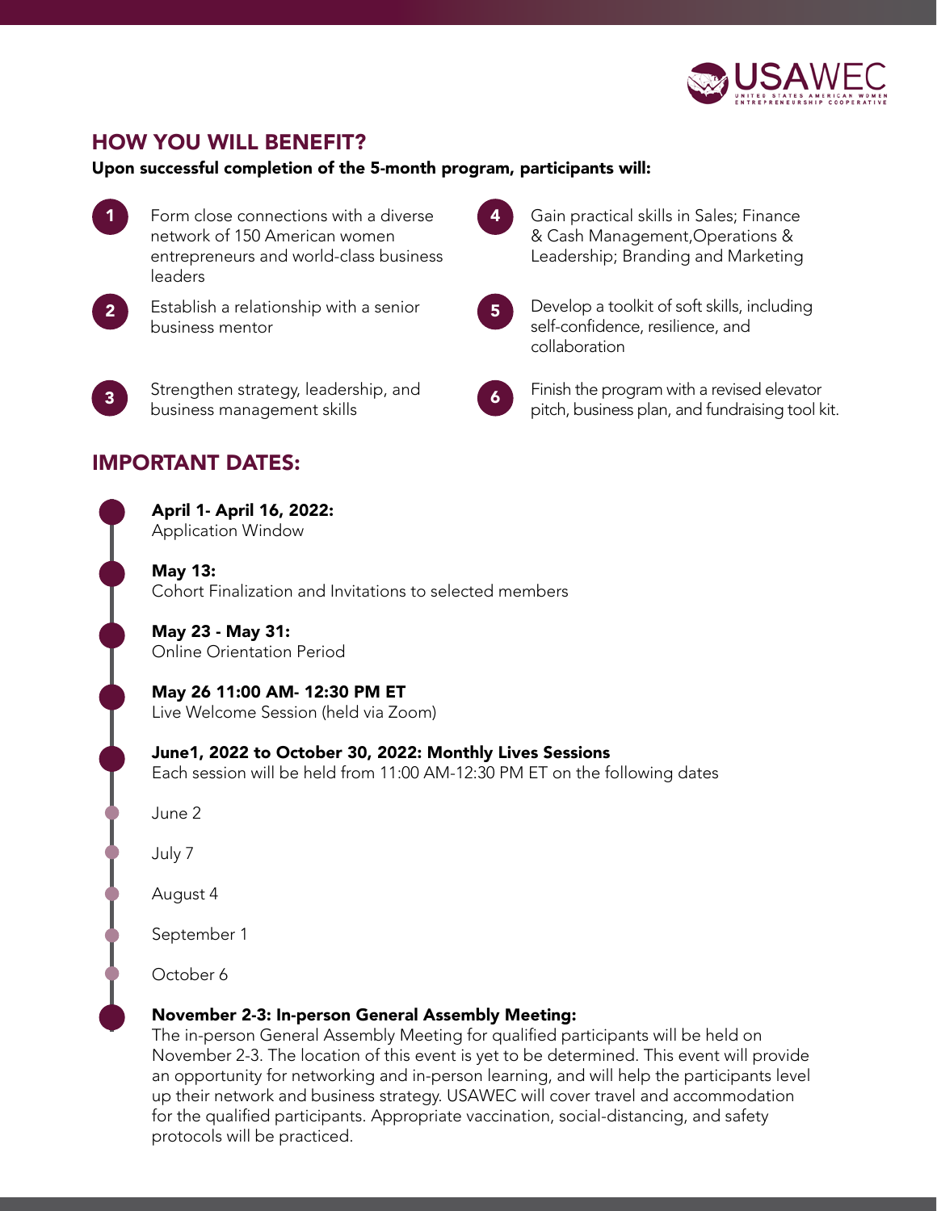## HOW YOU WILL BENEFIT?

**Upon successful completion of the 5-month program, participants will:**

1. Form close connections with a diverse network of 150 American women entrepreneurs and world-class business leaders
2. Establish a relationship with a senior business mentor
3. Strengthen strategy, leadership, and business management skills
4. Gain practical skills in Sales; Finance & Cash Management,Operations & Leadership; Branding and Marketing
5. Develop a toolkit of soft skills, including self-confidence, resilience, and collaboration
6. Finish the program with a revised elevator pitch, business plan, and fundraising tool kit.

## IMPORTANT DATES:

**April 1- April 16, 2022:**
Application Window

**May 13:**
Cohort Finalization and Invitations to selected members

**May 23 - May 31:**
Online Orientation Period

**May 26 11:00 AM- 12:30 PM ET**
Live Welcome Session (held via Zoom)

**June1, 2022 to October 30, 2022: Monthly Lives Sessions**
Each session will be held from 11:00 AM-12:30 PM ET on the following dates

- June 2
- July 7
- August 4
- September 1
- October 6

**November 2-3: In-person General Assembly Meeting:**
The in-person General Assembly Meeting for qualified participants will be held on November 2-3. The location of this event is yet to be determined. This event will provide an opportunity for networking and in-person learning, and will help the participants level up their network and business strategy. USAWEC will cover travel and accommodation for the qualified participants. Appropriate vaccination, social-distancing, and safety protocols will be practiced.